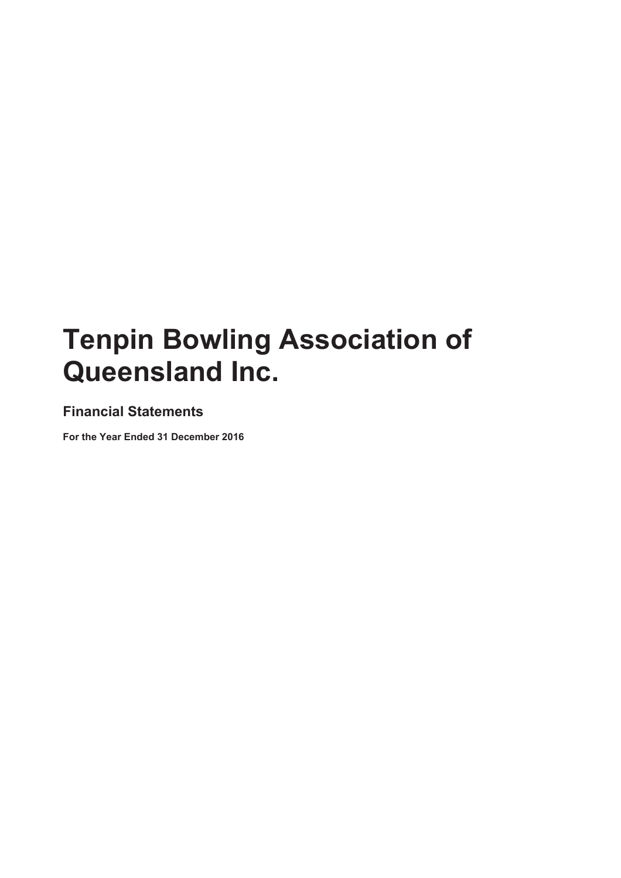# Tenpin Bowling Association of Queensland Inc.

## Financial Statements

**For the Year Ended 31 December 2016**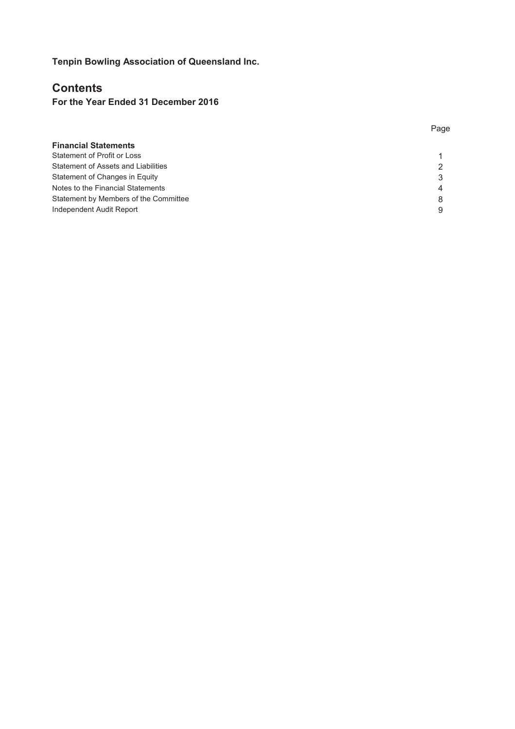**Tenpin Bowling Association of Queensland Inc.**

# Contents

**For the Year Ended 31 December 2016**

| | Page |
|---|---|
| **Financial Statements** | |
| Statement of Profit or Loss | 1 |
| Statement of Assets and Liabilities | 2 |
| Statement of Changes in Equity | 3 |
| Notes to the Financial Statements | 4 |
| Statement by Members of the Committee | 8 |
| Independent Audit Report | 9 |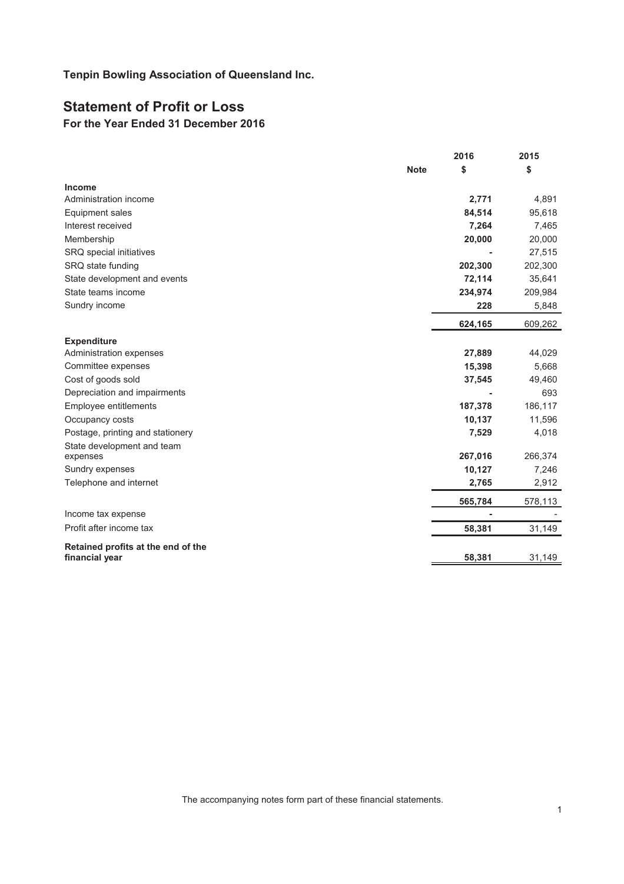## Tenpin Bowling Association of Queensland Inc.

# Statement of Profit or Loss

### For the Year Ended 31 December 2016

| | Note | 2016 $ | 2015 $ |
|---|---|---|---|
| **Income** | | | |
| Administration income | | **2,771** | 4,891 |
| Equipment sales | | **84,514** | 95,618 |
| Interest received | | **7,264** | 7,465 |
| Membership | | **20,000** | 20,000 |
| SRQ special initiatives | | **-** | 27,515 |
| SRQ state funding | | **202,300** | 202,300 |
| State development and events | | **72,114** | 35,641 |
| State teams income | | **234,974** | 209,984 |
| Sundry income | | **228** | 5,848 |
| | | **624,165** | 609,262 |
| **Expenditure** | | | |
| Administration expenses | | **27,889** | 44,029 |
| Committee expenses | | **15,398** | 5,668 |
| Cost of goods sold | | **37,545** | 49,460 |
| Depreciation and impairments | | **-** | 693 |
| Employee entitlements | | **187,378** | 186,117 |
| Occupancy costs | | **10,137** | 11,596 |
| Postage, printing and stationery | | **7,529** | 4,018 |
| State development and team expenses | | **267,016** | 266,374 |
| Sundry expenses | | **10,127** | 7,246 |
| Telephone and internet | | **2,765** | 2,912 |
| | | **565,784** | 578,113 |
| Income tax expense | | **-** | - |
| Profit after income tax | | **58,381** | 31,149 |
| **Retained profits at the end of the financial year** | | **58,381** | 31,149 |

The accompanying notes form part of these financial statements.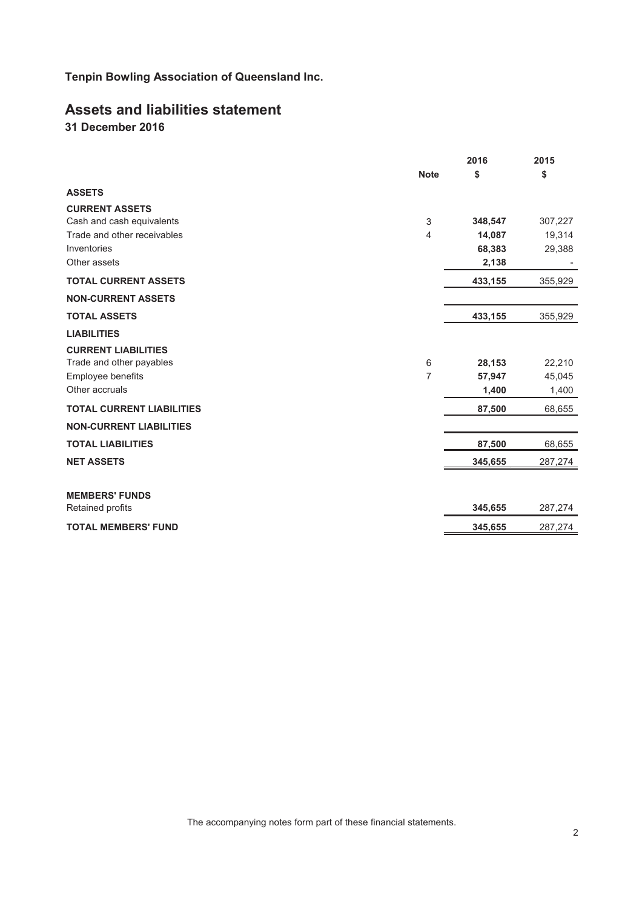**Tenpin Bowling Association of Queensland Inc.**

# Assets and liabilities statement

## 31 December 2016

| | Note | 2016<br>$ | 2015<br>$ |
|---|---|---|---|
| **ASSETS** | | | |
| **CURRENT ASSETS** | | | |
| Cash and cash equivalents | 3 | **348,547** | 307,227 |
| Trade and other receivables | 4 | **14,087** | 19,314 |
| Inventories | | **68,383** | 29,388 |
| Other assets | | **2,138** | - |
| **TOTAL CURRENT ASSETS** | | **433,155** | 355,929 |
| **NON-CURRENT ASSETS** | | | |
| **TOTAL ASSETS** | | **433,155** | 355,929 |
| **LIABILITIES** | | | |
| **CURRENT LIABILITIES** | | | |
| Trade and other payables | 6 | **28,153** | 22,210 |
| Employee benefits | 7 | **57,947** | 45,045 |
| Other accruals | | **1,400** | 1,400 |
| **TOTAL CURRENT LIABILITIES** | | **87,500** | 68,655 |
| **NON-CURRENT LIABILITIES** | | | |
| **TOTAL LIABILITIES** | | **87,500** | 68,655 |
| **NET ASSETS** | | **345,655** | 287,274 |
| | | | |
| **MEMBERS' FUNDS** | | | |
| Retained profits | | **345,655** | 287,274 |
| **TOTAL MEMBERS' FUND** | | **345,655** | 287,274 |

The accompanying notes form part of these financial statements.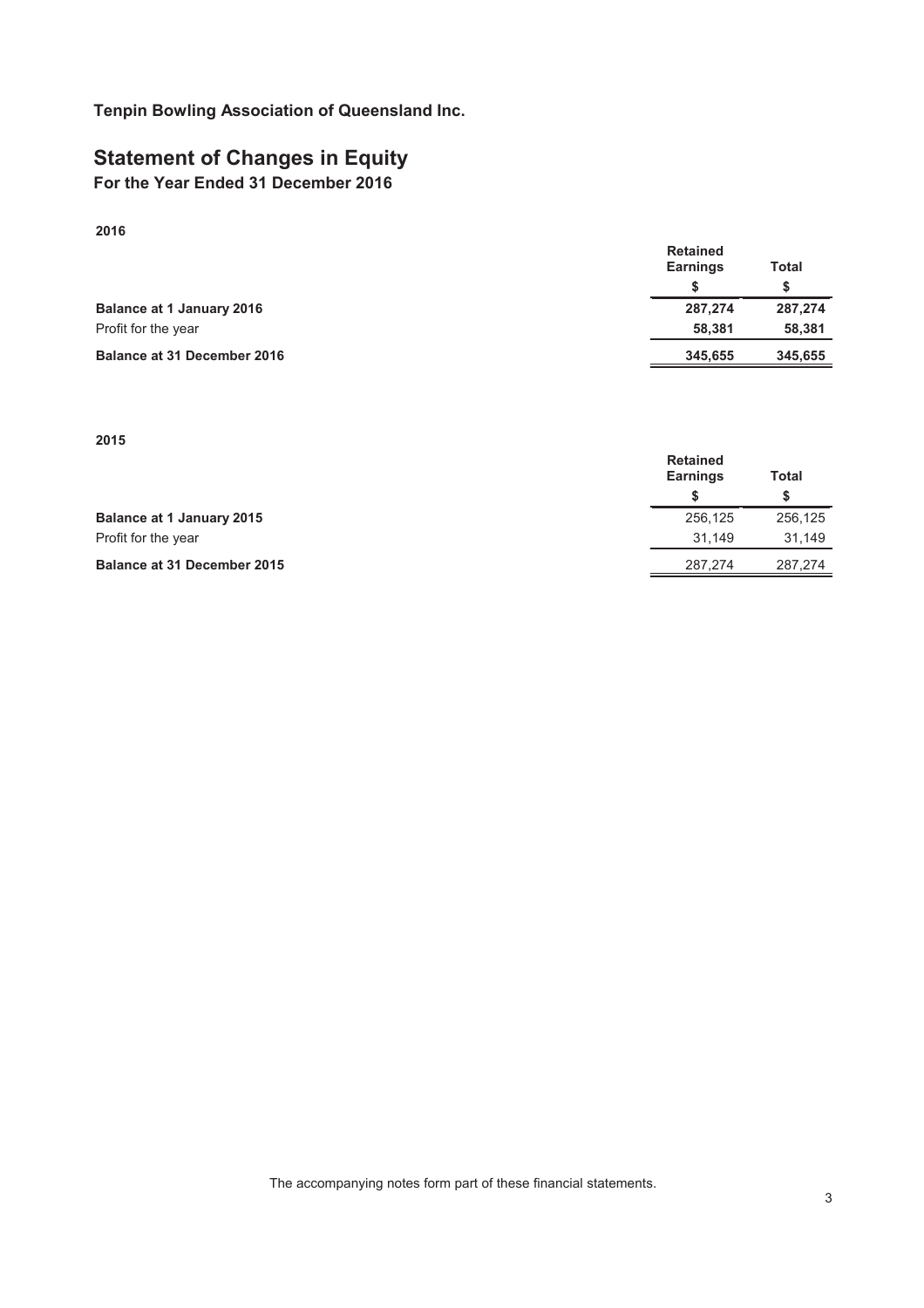**Tenpin Bowling Association of Queensland Inc.**

# Statement of Changes in Equity

## For the Year Ended 31 December 2016

**2016**

| | Retained Earnings | Total |
|---|---|---|
| | $ | $ |
| **Balance at 1 January 2016** | **287,274** | **287,274** |
| Profit for the year | **58,381** | **58,381** |
| **Balance at 31 December 2016** | **345,655** | **345,655** |

**2015**

| | Retained Earnings | Total |
|---|---|---|
| | $ | $ |
| **Balance at 1 January 2015** | 256,125 | 256,125 |
| Profit for the year | 31,149 | 31,149 |
| **Balance at 31 December 2015** | 287,274 | 287,274 |

The accompanying notes form part of these financial statements.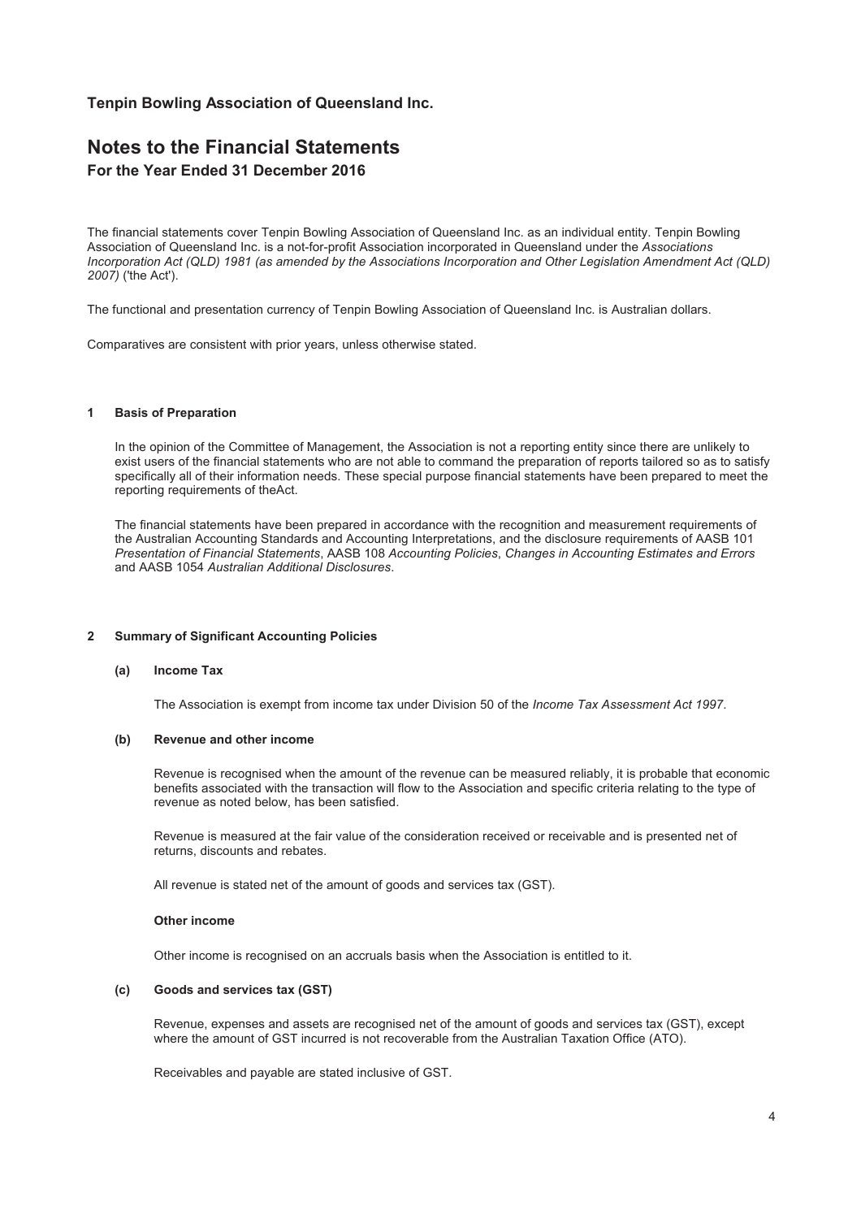**Tenpin Bowling Association of Queensland Inc.**

# Notes to the Financial Statements

## For the Year Ended 31 December 2016

The financial statements cover Tenpin Bowling Association of Queensland Inc. as an individual entity. Tenpin Bowling Association of Queensland Inc. is a not-for-profit Association incorporated in Queensland under the *Associations Incorporation Act (QLD) 1981 (as amended by the Associations Incorporation and Other Legislation Amendment Act (QLD) 2007)* ('the Act').

The functional and presentation currency of Tenpin Bowling Association of Queensland Inc. is Australian dollars.

Comparatives are consistent with prior years, unless otherwise stated.

### 1 Basis of Preparation

In the opinion of the Committee of Management, the Association is not a reporting entity since there are unlikely to exist users of the financial statements who are not able to command the preparation of reports tailored so as to satisfy specifically all of their information needs. These special purpose financial statements have been prepared to meet the reporting requirements of theAct.

The financial statements have been prepared in accordance with the recognition and measurement requirements of the Australian Accounting Standards and Accounting Interpretations, and the disclosure requirements of AASB 101 *Presentation of Financial Statements*, AASB 108 *Accounting Policies*, *Changes in Accounting Estimates and Errors* and AASB 1054 *Australian Additional Disclosures*.

### 2 Summary of Significant Accounting Policies

#### (a) Income Tax

The Association is exempt from income tax under Division 50 of the *Income Tax Assessment Act 1997*.

#### (b) Revenue and other income

Revenue is recognised when the amount of the revenue can be measured reliably, it is probable that economic benefits associated with the transaction will flow to the Association and specific criteria relating to the type of revenue as noted below, has been satisfied.

Revenue is measured at the fair value of the consideration received or receivable and is presented net of returns, discounts and rebates.

All revenue is stated net of the amount of goods and services tax (GST).

**Other income**

Other income is recognised on an accruals basis when the Association is entitled to it.

#### (c) Goods and services tax (GST)

Revenue, expenses and assets are recognised net of the amount of goods and services tax (GST), except where the amount of GST incurred is not recoverable from the Australian Taxation Office (ATO).

Receivables and payable are stated inclusive of GST.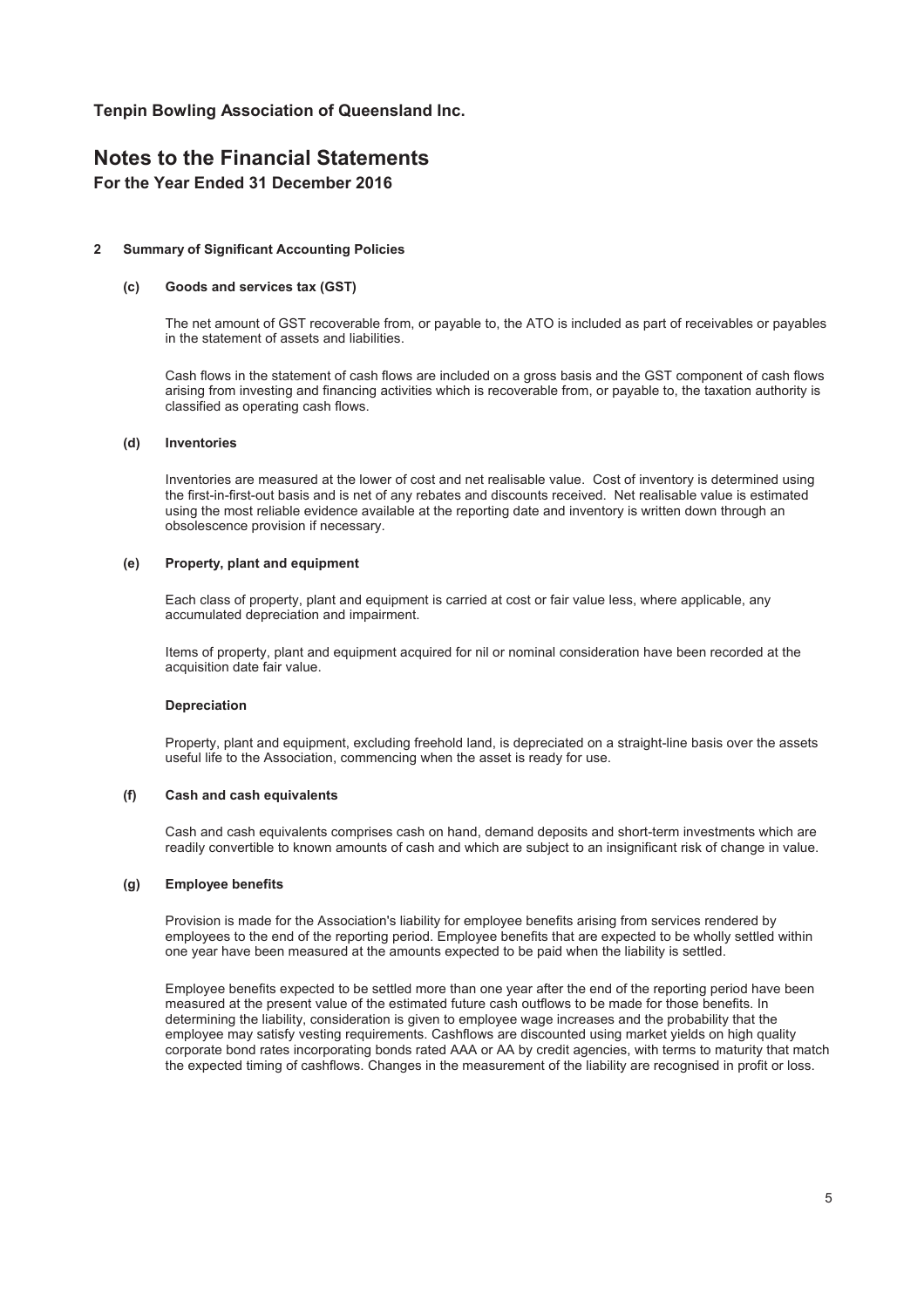**Tenpin Bowling Association of Queensland Inc.**

# Notes to the Financial Statements

**For the Year Ended 31 December 2016**

## 2 Summary of Significant Accounting Policies

### (c) Goods and services tax (GST)

The net amount of GST recoverable from, or payable to, the ATO is included as part of receivables or payables in the statement of assets and liabilities.

Cash flows in the statement of cash flows are included on a gross basis and the GST component of cash flows arising from investing and financing activities which is recoverable from, or payable to, the taxation authority is classified as operating cash flows.

### (d) Inventories

Inventories are measured at the lower of cost and net realisable value. Cost of inventory is determined using the first-in-first-out basis and is net of any rebates and discounts received. Net realisable value is estimated using the most reliable evidence available at the reporting date and inventory is written down through an obsolescence provision if necessary.

### (e) Property, plant and equipment

Each class of property, plant and equipment is carried at cost or fair value less, where applicable, any accumulated depreciation and impairment.

Items of property, plant and equipment acquired for nil or nominal consideration have been recorded at the acquisition date fair value.

**Depreciation**

Property, plant and equipment, excluding freehold land, is depreciated on a straight-line basis over the assets useful life to the Association, commencing when the asset is ready for use.

### (f) Cash and cash equivalents

Cash and cash equivalents comprises cash on hand, demand deposits and short-term investments which are readily convertible to known amounts of cash and which are subject to an insignificant risk of change in value.

### (g) Employee benefits

Provision is made for the Association's liability for employee benefits arising from services rendered by employees to the end of the reporting period. Employee benefits that are expected to be wholly settled within one year have been measured at the amounts expected to be paid when the liability is settled.

Employee benefits expected to be settled more than one year after the end of the reporting period have been measured at the present value of the estimated future cash outflows to be made for those benefits. In determining the liability, consideration is given to employee wage increases and the probability that the employee may satisfy vesting requirements. Cashflows are discounted using market yields on high quality corporate bond rates incorporating bonds rated AAA or AA by credit agencies, with terms to maturity that match the expected timing of cashflows. Changes in the measurement of the liability are recognised in profit or loss.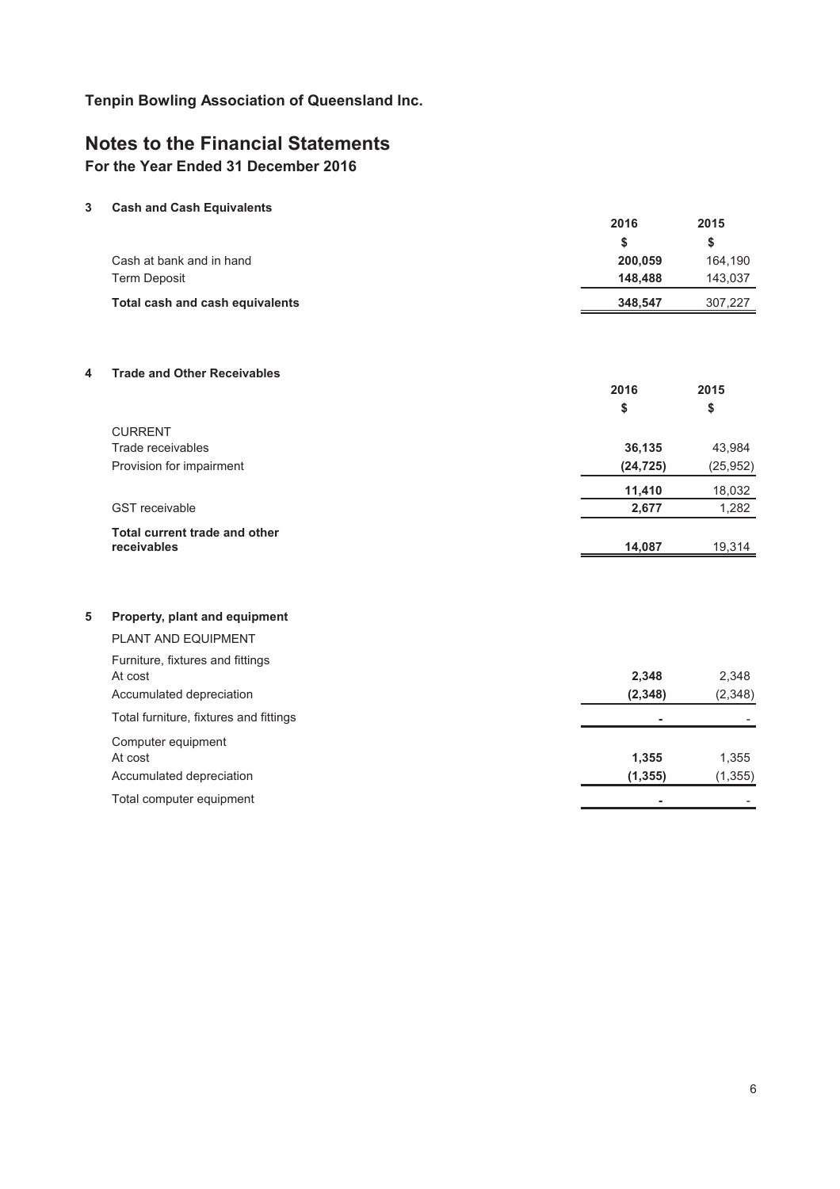**Tenpin Bowling Association of Queensland Inc.**

# Notes to the Financial Statements

## For the Year Ended 31 December 2016

### 3 Cash and Cash Equivalents

| | 2016 | 2015 |
|---|---|---|
| | $ | $ |
| Cash at bank and in hand | **200,059** | 164,190 |
| Term Deposit | **148,488** | 143,037 |
| **Total cash and cash equivalents** | **348,547** | 307,227 |

### 4 Trade and Other Receivables

| | 2016 | 2015 |
|---|---|---|
| | $ | $ |
| CURRENT | | |
| Trade receivables | **36,135** | 43,984 |
| Provision for impairment | **(24,725)** | (25,952) |
| | **11,410** | 18,032 |
| GST receivable | **2,677** | 1,282 |
| **Total current trade and other receivables** | **14,087** | 19,314 |

### 5 Property, plant and equipment

| | 2016 | 2015 |
|---|---|---|
| PLANT AND EQUIPMENT | | |
| Furniture, fixtures and fittings | | |
| At cost | **2,348** | 2,348 |
| Accumulated depreciation | **(2,348)** | (2,348) |
| Total furniture, fixtures and fittings | **-** | - |
| Computer equipment | | |
| At cost | **1,355** | 1,355 |
| Accumulated depreciation | **(1,355)** | (1,355) |
| Total computer equipment | **-** | - |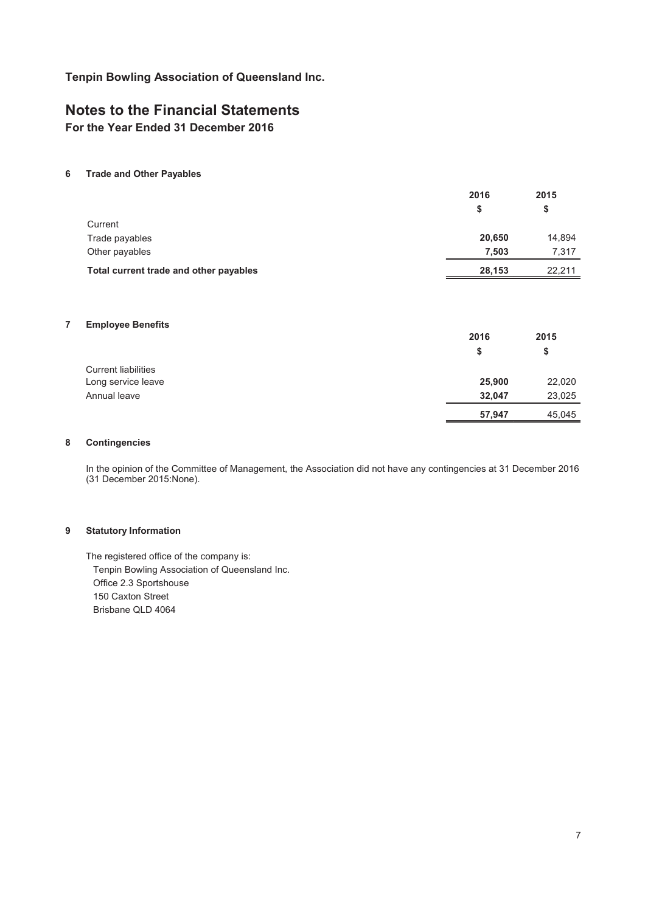**Tenpin Bowling Association of Queensland Inc.**

# Notes to the Financial Statements

**For the Year Ended 31 December 2016**

## 6 Trade and Other Payables

| | 2016 | 2015 |
|---|---|---|
| | $ | $ |
| Current | | |
| Trade payables | **20,650** | 14,894 |
| Other payables | **7,503** | 7,317 |
| **Total current trade and other payables** | **28,153** | 22,211 |

## 7 Employee Benefits

| | 2016 | 2015 |
|---|---|---|
| | $ | $ |
| Current liabilities | | |
| Long service leave | **25,900** | 22,020 |
| Annual leave | **32,047** | 23,025 |
| | **57,947** | 45,045 |

## 8 Contingencies

In the opinion of the Committee of Management, the Association did not have any contingencies at 31 December 2016 (31 December 2015:None).

## 9 Statutory Information

The registered office of the company is:

Tenpin Bowling Association of Queensland Inc.
Office 2.3 Sportshouse
150 Caxton Street
Brisbane QLD 4064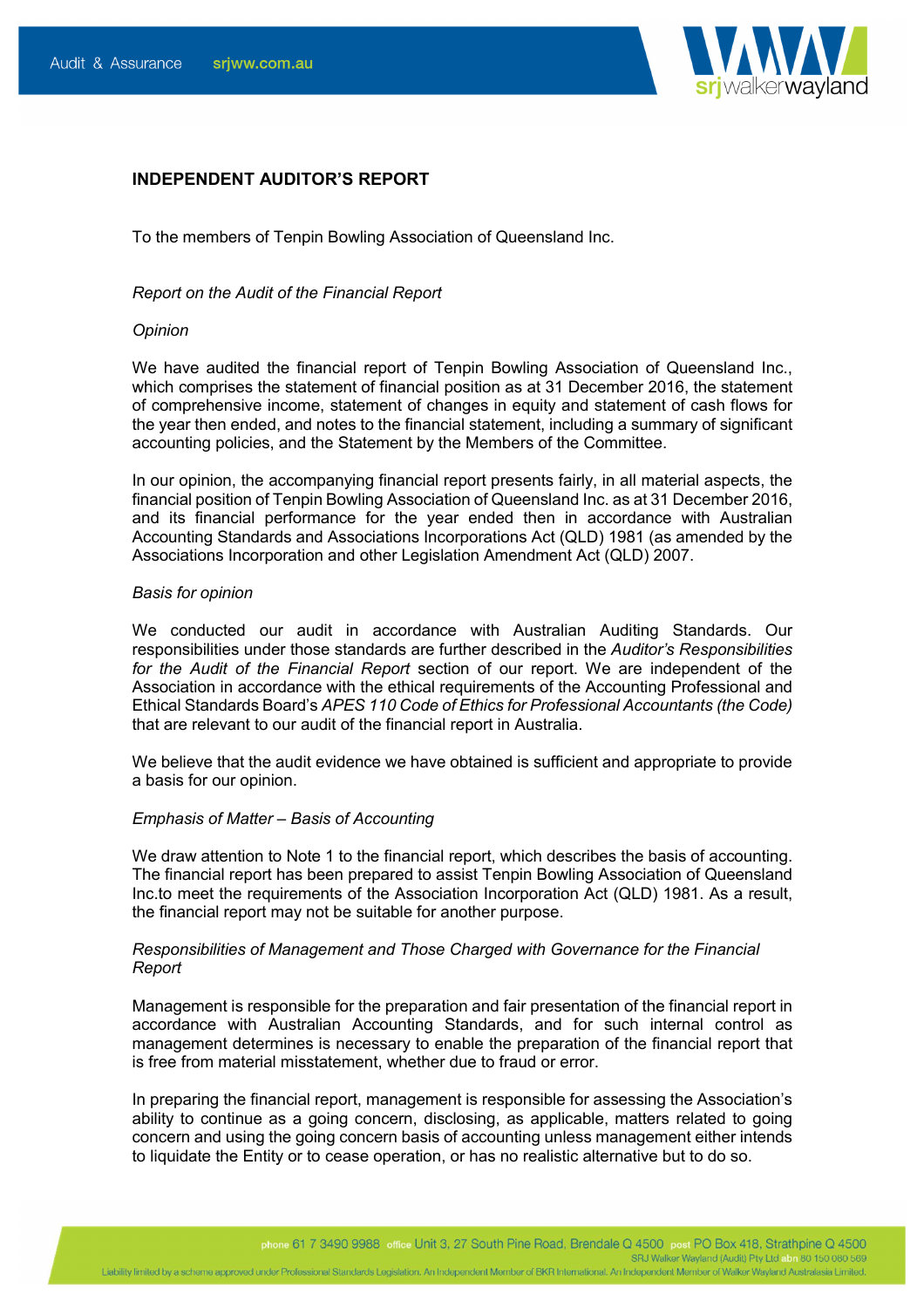# INDEPENDENT AUDITOR'S REPORT

To the members of Tenpin Bowling Association of Queensland Inc.

*Report on the Audit of the Financial Report*

*Opinion*

We have audited the financial report of Tenpin Bowling Association of Queensland Inc., which comprises the statement of financial position as at 31 December 2016, the statement of comprehensive income, statement of changes in equity and statement of cash flows for the year then ended, and notes to the financial statement, including a summary of significant accounting policies, and the Statement by the Members of the Committee.

In our opinion, the accompanying financial report presents fairly, in all material aspects, the financial position of Tenpin Bowling Association of Queensland Inc. as at 31 December 2016, and its financial performance for the year ended then in accordance with Australian Accounting Standards and Associations Incorporations Act (QLD) 1981 (as amended by the Associations Incorporation and other Legislation Amendment Act (QLD) 2007.

*Basis for opinion*

We conducted our audit in accordance with Australian Auditing Standards. Our responsibilities under those standards are further described in the *Auditor's Responsibilities for the Audit of the Financial Report* section of our report. We are independent of the Association in accordance with the ethical requirements of the Accounting Professional and Ethical Standards Board's *APES 110 Code of Ethics for Professional Accountants (the Code)* that are relevant to our audit of the financial report in Australia.

We believe that the audit evidence we have obtained is sufficient and appropriate to provide a basis for our opinion.

*Emphasis of Matter – Basis of Accounting*

We draw attention to Note 1 to the financial report, which describes the basis of accounting. The financial report has been prepared to assist Tenpin Bowling Association of Queensland Inc.to meet the requirements of the Association Incorporation Act (QLD) 1981. As a result, the financial report may not be suitable for another purpose.

*Responsibilities of Management and Those Charged with Governance for the Financial Report*

Management is responsible for the preparation and fair presentation of the financial report in accordance with Australian Accounting Standards, and for such internal control as management determines is necessary to enable the preparation of the financial report that is free from material misstatement, whether due to fraud or error.

In preparing the financial report, management is responsible for assessing the Association's ability to continue as a going concern, disclosing, as applicable, matters related to going concern and using the going concern basis of accounting unless management either intends to liquidate the Entity or to cease operation, or has no realistic alternative but to do so.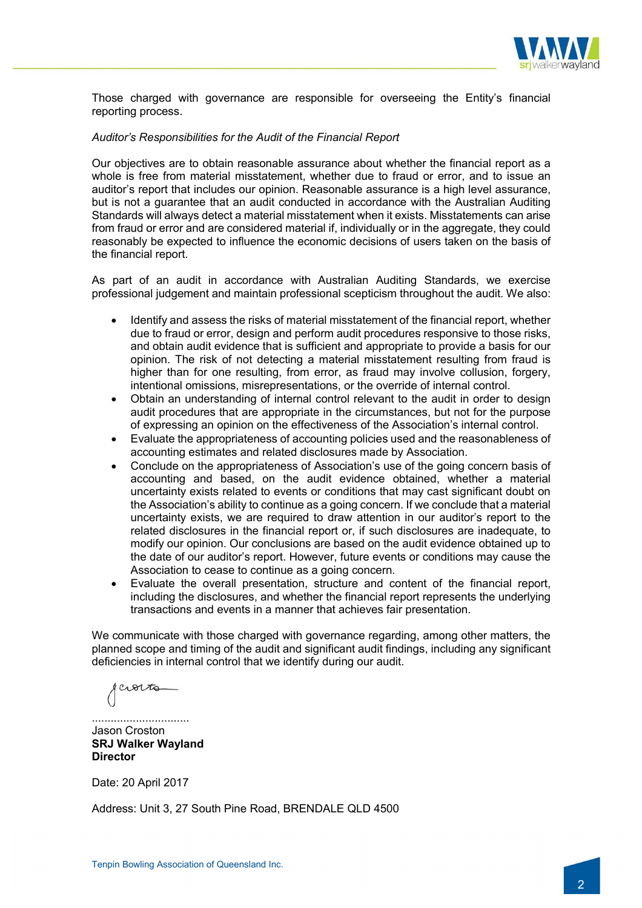Those charged with governance are responsible for overseeing the Entity's financial reporting process.

*Auditor's Responsibilities for the Audit of the Financial Report*

Our objectives are to obtain reasonable assurance about whether the financial report as a whole is free from material misstatement, whether due to fraud or error, and to issue an auditor's report that includes our opinion. Reasonable assurance is a high level assurance, but is not a guarantee that an audit conducted in accordance with the Australian Auditing Standards will always detect a material misstatement when it exists. Misstatements can arise from fraud or error and are considered material if, individually or in the aggregate, they could reasonably be expected to influence the economic decisions of users taken on the basis of the financial report.

As part of an audit in accordance with Australian Auditing Standards, we exercise professional judgement and maintain professional scepticism throughout the audit. We also:

- Identify and assess the risks of material misstatement of the financial report, whether due to fraud or error, design and perform audit procedures responsive to those risks, and obtain audit evidence that is sufficient and appropriate to provide a basis for our opinion. The risk of not detecting a material misstatement resulting from fraud is higher than for one resulting, from error, as fraud may involve collusion, forgery, intentional omissions, misrepresentations, or the override of internal control.
- Obtain an understanding of internal control relevant to the audit in order to design audit procedures that are appropriate in the circumstances, but not for the purpose of expressing an opinion on the effectiveness of the Association's internal control.
- Evaluate the appropriateness of accounting policies used and the reasonableness of accounting estimates and related disclosures made by Association.
- Conclude on the appropriateness of Association's use of the going concern basis of accounting and based, on the audit evidence obtained, whether a material uncertainty exists related to events or conditions that may cast significant doubt on the Association's ability to continue as a going concern. If we conclude that a material uncertainty exists, we are required to draw attention in our auditor's report to the related disclosures in the financial report or, if such disclosures are inadequate, to modify our opinion. Our conclusions are based on the audit evidence obtained up to the date of our auditor's report. However, future events or conditions may cause the Association to cease to continue as a going concern.
- Evaluate the overall presentation, structure and content of the financial report, including the disclosures, and whether the financial report represents the underlying transactions and events in a manner that achieves fair presentation.

We communicate with those charged with governance regarding, among other matters, the planned scope and timing of the audit and significant audit findings, including any significant deficiencies in internal control that we identify during our audit.

...............................

Jason Croston
**SRJ Walker Wayland**
**Director**

Date: 20 April 2017

Address: Unit 3, 27 South Pine Road, BRENDALE QLD 4500